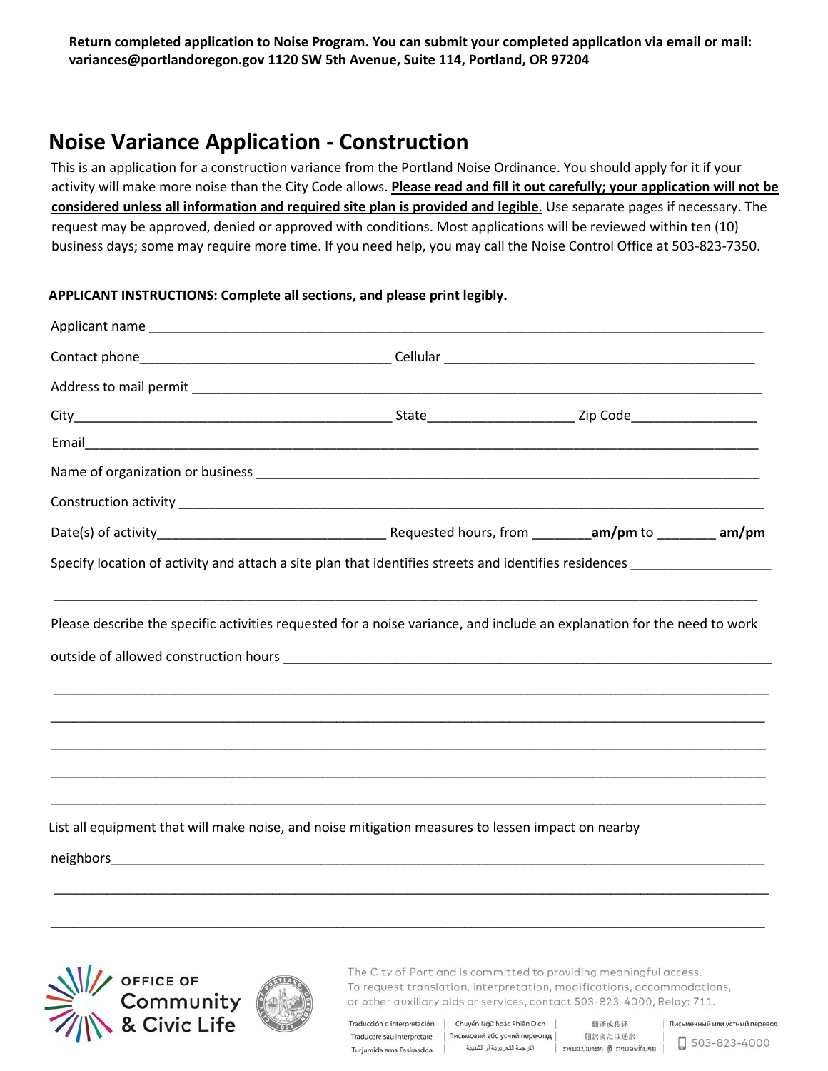**Return completed application to Noise Program. You can submit your completed application via email or mail: variances@portlandoregon.gov 1120 SW 5th Avenue, Suite 114, Portland, OR 97204**

# Noise Variance Application - Construction

This is an application for a construction variance from the Portland Noise Ordinance. You should apply for it if your activity will make more noise than the City Code allows. **Please read and fill it out carefully; your application will not be considered unless all information and required site plan is provided and legible.** Use separate pages if necessary. The request may be approved, denied or approved with conditions. Most applications will be reviewed within ten (10) business days; some may require more time. If you need help, you may call the Noise Control Office at 503-823-7350.

**APPLICANT INSTRUCTIONS: Complete all sections, and please print legibly.**

Applicant name ____________________________________________

Contact phone____________________ Cellular ____________________

Address to mail permit ____________________________________________

City____________________ State____________ Zip Code____________

Email____________________________________________

Name of organization or business ____________________________________________

Construction activity ____________________________________________

Date(s) of activity____________________ Requested hours, from ________**am/pm** to ________ **am/pm**

Specify location of activity and attach a site plan that identifies streets and identifies residences ____________________

____________________________________________

Please describe the specific activities requested for a noise variance, and include an explanation for the need to work outside of allowed construction hours ____________________________________________

____________________________________________

____________________________________________

____________________________________________

____________________________________________

____________________________________________

List all equipment that will make noise, and noise mitigation measures to lessen impact on nearby neighbors____________________________________________

____________________________________________

____________________________________________

OFFICE OF Community & Civic Life

The City of Portland is committed to providing meaningful access. To request translation, interpretation, modifications, accommodations, or other auxiliary aids or services, contact 503-823-4000, Relay: 711.

Traducción o interpretación | Chuyển Ngữ hoặc Phiên Dịch | 翻译或传译 | Письменный или устный перевод
Traducere sau Interpretare | Письмовий або усний переклад | 翻訳または通訳
Turjumida ama Fasiraadda | الترجمة التحريرية أو الشفهية | ການແປພາສາ ຫຼື ການອະທິບາຍ

503-823-4000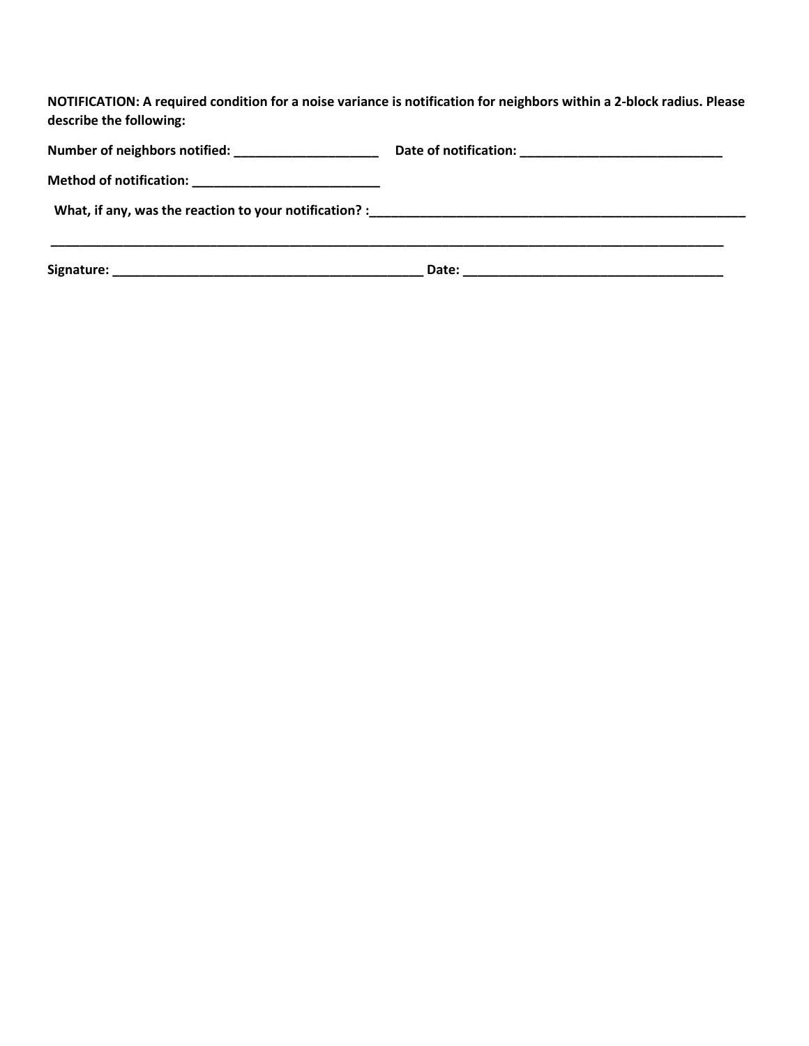**NOTIFICATION: A required condition for a noise variance is notification for neighbors within a 2-block radius. Please describe the following:**

**Number of neighbors notified: ____________________ Date of notification: ____________________________**

**Method of notification: __________________________**

**What, if any, was the reaction to your notification? :_____________________________________________________**

**_____________________________________________________________________________________________**

**Signature: ____________________________________________ Date: ____________________________________**